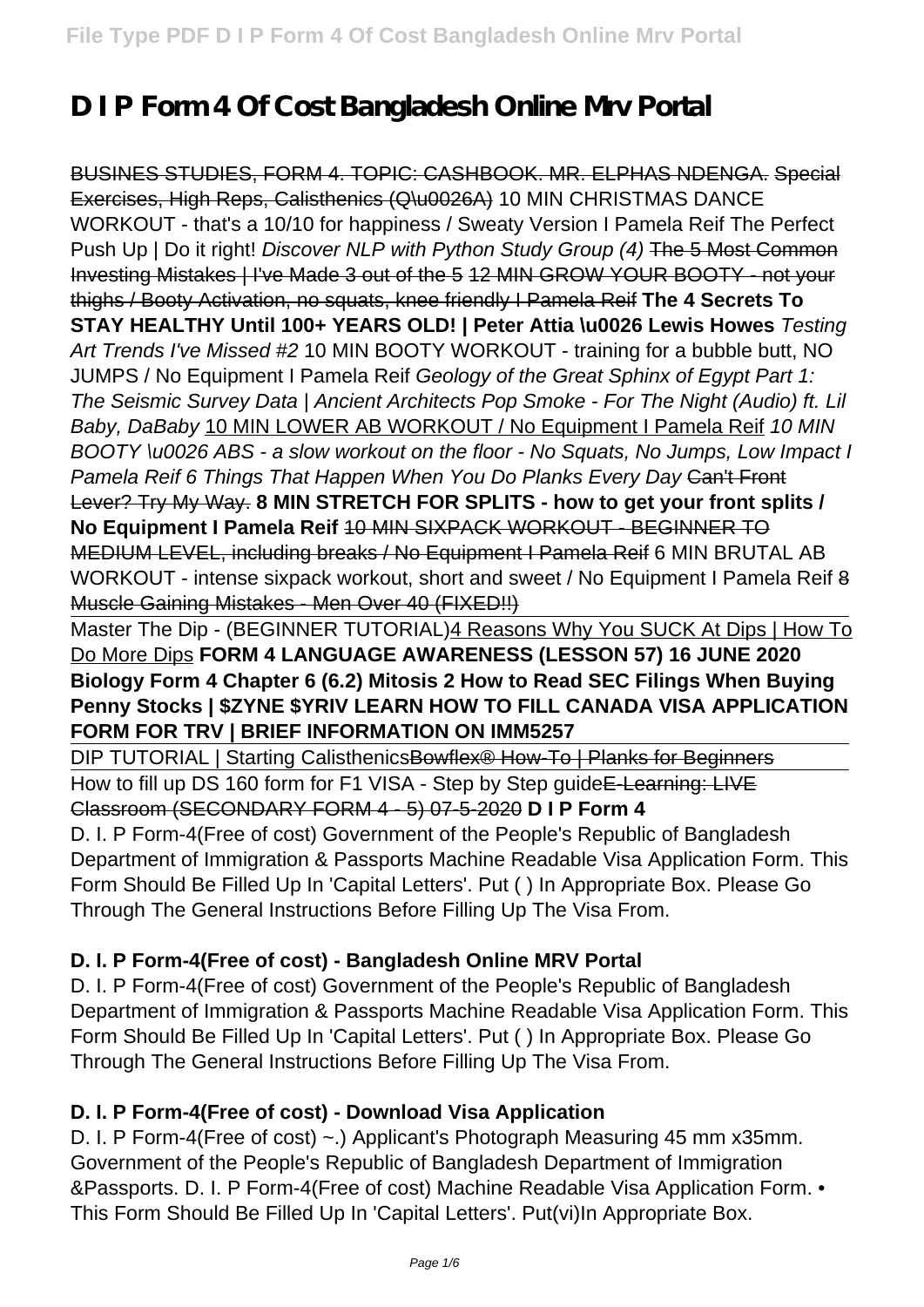# D I P Form 4 Of Cost Bangladesh Online Mrv Portal

BUSINES STUDIES, FORM 4. TOPIC: CASHBOOK. MR. ELPHAS NDENGA. Special Exercises, High Reps, Calisthenics (Q\u0026A) 10 MIN CHRISTMAS DANCE WORKOUT - that's a 10/10 for happiness / Sweaty Version I Pamela Reif The Perfect Push Up | Do it right! *Discover NLP with Python Study Group (4)* The 5 Most Common Investing Mistakes | I've Made 3 out of the 5 12 MIN GROW YOUR BOOTY - not your thighs / Booty Activation, no squats, knee friendly I Pamela Reif **The 4 Secrets To STAY HEALTHY Until 100+ YEARS OLD! | Peter Attia \u0026 Lewis Howes** *Testing Art Trends I've Missed #2* 10 MIN BOOTY WORKOUT - training for a bubble butt, NO JUMPS / No Equipment I Pamela Reif *Geology of the Great Sphinx of Egypt Part 1: The Seismic Survey Data | Ancient Architects Pop Smoke - For The Night (Audio) ft. Lil Baby, DaBaby* 10 MIN LOWER AB WORKOUT / No Equipment I Pamela Reif *10 MIN BOOTY \u0026 ABS - a slow workout on the floor - No Squats, No Jumps, Low Impact I Pamela Reif 6 Things That Happen When You Do Planks Every Day* Can't Front Lever? Try My Way. **8 MIN STRETCH FOR SPLITS - how to get your front splits / No Equipment I Pamela Reif** 10 MIN SIXPACK WORKOUT - BEGINNER TO MEDIUM LEVEL, including breaks / No Equipment I Pamela Reif 6 MIN BRUTAL AB WORKOUT - intense sixpack workout, short and sweet / No Equipment I Pamela Reif 8 Muscle Gaining Mistakes - Men Over 40 (FIXED!!)

Master The Dip - (BEGINNER TUTORIAL)4 Reasons Why You SUCK At Dips | How To Do More Dips **FORM 4 LANGUAGE AWARENESS (LESSON 57) 16 JUNE 2020 Biology Form 4 Chapter 6 (6.2) Mitosis 2 How to Read SEC Filings When Buying Penny Stocks | $ZYNE $YRIV LEARN HOW TO FILL CANADA VISA APPLICATION FORM FOR TRV | BRIEF INFORMATION ON IMM5257**

DIP TUTORIAL | Starting CalisthenicsBowflex® How-To | Planks for Beginners

How to fill up DS 160 form for F1 VISA - Step by Step guideE-Learning: LIVE Classroom (SECONDARY FORM 4 - 5) 07-5-2020 **D I P Form 4**

D. I. P Form-4(Free of cost) Government of the People's Republic of Bangladesh Department of Immigration & Passports Machine Readable Visa Application Form. This Form Should Be Filled Up In 'Capital Letters'. Put ( ) In Appropriate Box. Please Go Through The General Instructions Before Filling Up The Visa From.

### D. I. P Form-4(Free of cost) - Bangladesh Online MRV Portal

D. I. P Form-4(Free of cost) Government of the People's Republic of Bangladesh Department of Immigration & Passports Machine Readable Visa Application Form. This Form Should Be Filled Up In 'Capital Letters'. Put ( ) In Appropriate Box. Please Go Through The General Instructions Before Filling Up The Visa From.

### D. I. P Form-4(Free of cost) - Download Visa Application

D. I. P Form-4(Free of cost) ~.) Applicant's Photograph Measuring 45 mm x35mm. Government of the People's Republic of Bangladesh Department of Immigration &Passports. D. I. P Form-4(Free of cost) Machine Readable Visa Application Form. • This Form Should Be Filled Up In 'Capital Letters'. Put(vi)In Appropriate Box.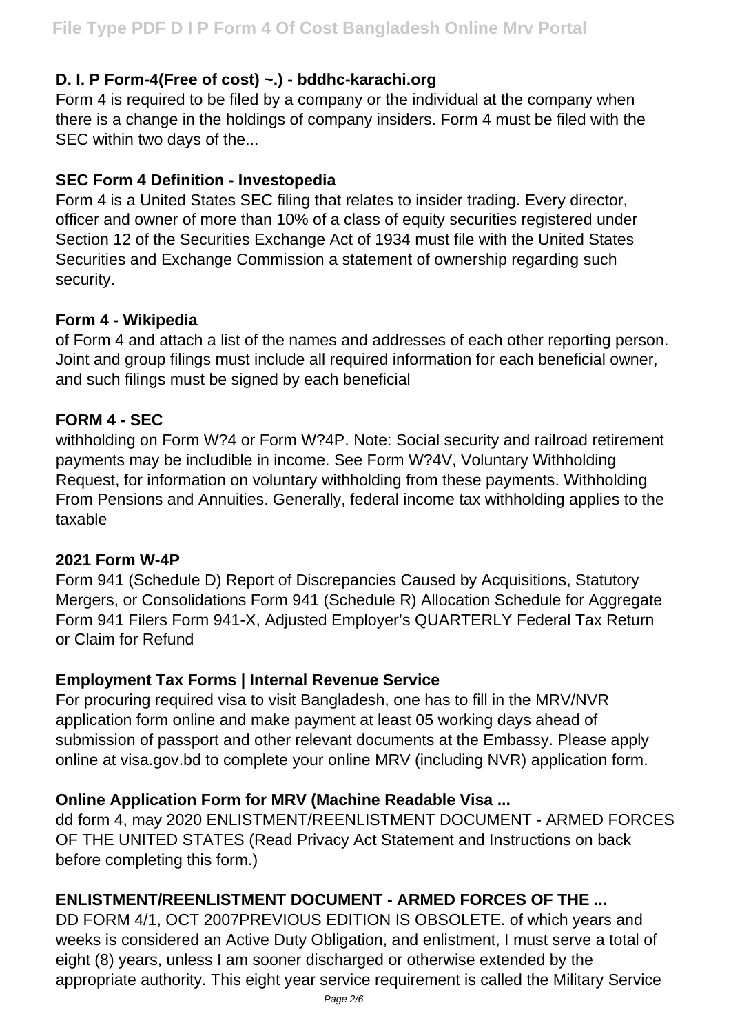**D. I. P Form-4(Free of cost) ~.) - bddhc-karachi.org**

Form 4 is required to be filed by a company or the individual at the company when there is a change in the holdings of company insiders. Form 4 must be filed with the SEC within two days of the...

**SEC Form 4 Definition - Investopedia**

Form 4 is a United States SEC filing that relates to insider trading. Every director, officer and owner of more than 10% of a class of equity securities registered under Section 12 of the Securities Exchange Act of 1934 must file with the United States Securities and Exchange Commission a statement of ownership regarding such security.

**Form 4 - Wikipedia**

of Form 4 and attach a list of the names and addresses of each other reporting person. Joint and group filings must include all required information for each beneficial owner, and such filings must be signed by each beneficial

**FORM 4 - SEC**

withholding on Form W?4 or Form W?4P. Note: Social security and railroad retirement payments may be includible in income. See Form W?4V, Voluntary Withholding Request, for information on voluntary withholding from these payments. Withholding From Pensions and Annuities. Generally, federal income tax withholding applies to the taxable

**2021 Form W-4P**

Form 941 (Schedule D) Report of Discrepancies Caused by Acquisitions, Statutory Mergers, or Consolidations Form 941 (Schedule R) Allocation Schedule for Aggregate Form 941 Filers Form 941-X, Adjusted Employer's QUARTERLY Federal Tax Return or Claim for Refund

**Employment Tax Forms | Internal Revenue Service**

For procuring required visa to visit Bangladesh, one has to fill in the MRV/NVR application form online and make payment at least 05 working days ahead of submission of passport and other relevant documents at the Embassy. Please apply online at visa.gov.bd to complete your online MRV (including NVR) application form.

**Online Application Form for MRV (Machine Readable Visa ...**

dd form 4, may 2020 ENLISTMENT/REENLISTMENT DOCUMENT - ARMED FORCES OF THE UNITED STATES (Read Privacy Act Statement and Instructions on back before completing this form.)

**ENLISTMENT/REENLISTMENT DOCUMENT - ARMED FORCES OF THE ...**

DD FORM 4/1, OCT 2007PREVIOUS EDITION IS OBSOLETE. of which years and weeks is considered an Active Duty Obligation, and enlistment, I must serve a total of eight (8) years, unless I am sooner discharged or otherwise extended by the appropriate authority. This eight year service requirement is called the Military Service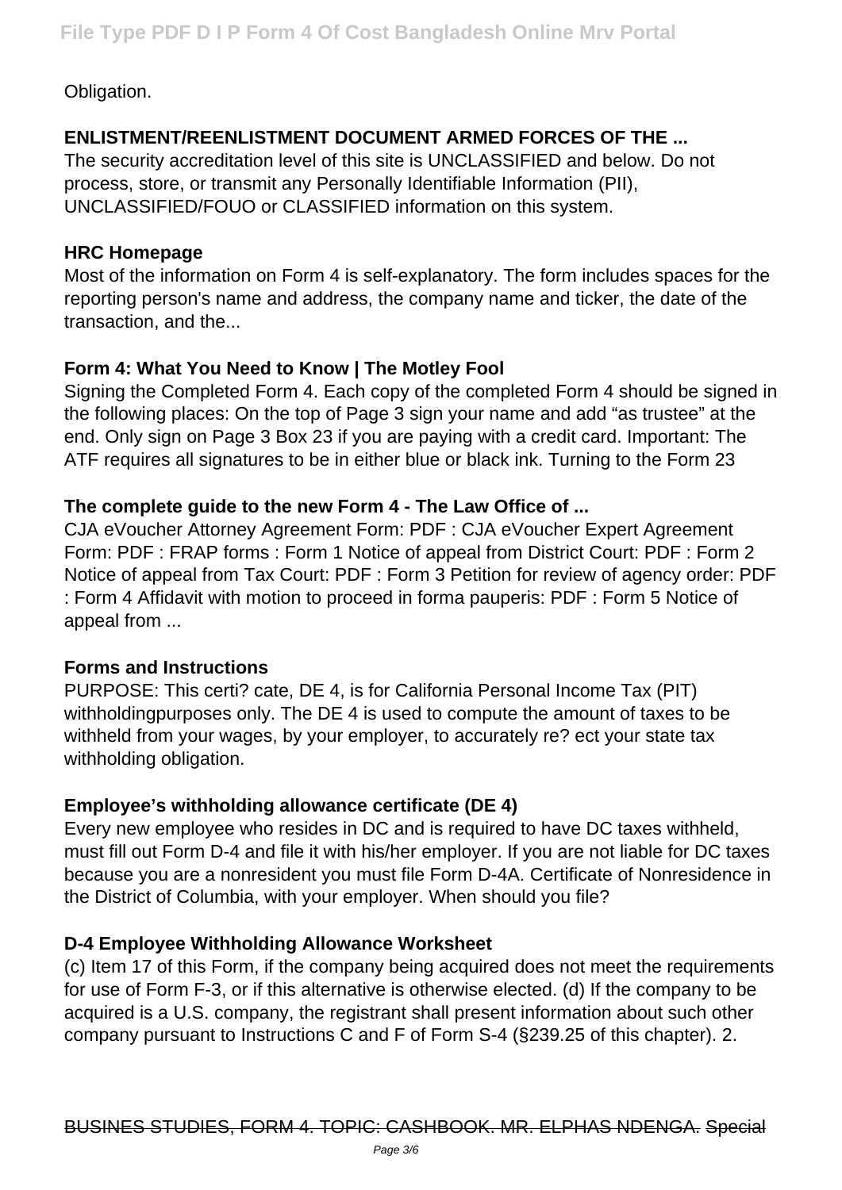Obligation.

**ENLISTMENT/REENLISTMENT DOCUMENT ARMED FORCES OF THE ...**

The security accreditation level of this site is UNCLASSIFIED and below. Do not process, store, or transmit any Personally Identifiable Information (PII), UNCLASSIFIED/FOUO or CLASSIFIED information on this system.

**HRC Homepage**

Most of the information on Form 4 is self-explanatory. The form includes spaces for the reporting person's name and address, the company name and ticker, the date of the transaction, and the...

**Form 4: What You Need to Know | The Motley Fool**

Signing the Completed Form 4. Each copy of the completed Form 4 should be signed in the following places: On the top of Page 3 sign your name and add "as trustee" at the end. Only sign on Page 3 Box 23 if you are paying with a credit card. Important: The ATF requires all signatures to be in either blue or black ink. Turning to the Form 23

**The complete guide to the new Form 4 - The Law Office of ...**

CJA eVoucher Attorney Agreement Form: PDF : CJA eVoucher Expert Agreement Form: PDF : FRAP forms : Form 1 Notice of appeal from District Court: PDF : Form 2 Notice of appeal from Tax Court: PDF : Form 3 Petition for review of agency order: PDF : Form 4 Affidavit with motion to proceed in forma pauperis: PDF : Form 5 Notice of appeal from ...

**Forms and Instructions**

PURPOSE: This certi? cate, DE 4, is for California Personal Income Tax (PIT) withholdingpurposes only. The DE 4 is used to compute the amount of taxes to be withheld from your wages, by your employer, to accurately re? ect your state tax withholding obligation.

**Employee's withholding allowance certificate (DE 4)**

Every new employee who resides in DC and is required to have DC taxes withheld, must fill out Form D-4 and file it with his/her employer. If you are not liable for DC taxes because you are a nonresident you must file Form D-4A. Certificate of Nonresidence in the District of Columbia, with your employer. When should you file?

**D-4 Employee Withholding Allowance Worksheet**

(c) Item 17 of this Form, if the company being acquired does not meet the requirements for use of Form F-3, or if this alternative is otherwise elected. (d) If the company to be acquired is a U.S. company, the registrant shall present information about such other company pursuant to Instructions C and F of Form S-4 (§239.25 of this chapter). 2.

~~BUSINES STUDIES, FORM 4. TOPIC: CASHBOOK. MR. ELPHAS NDENGA. Special~~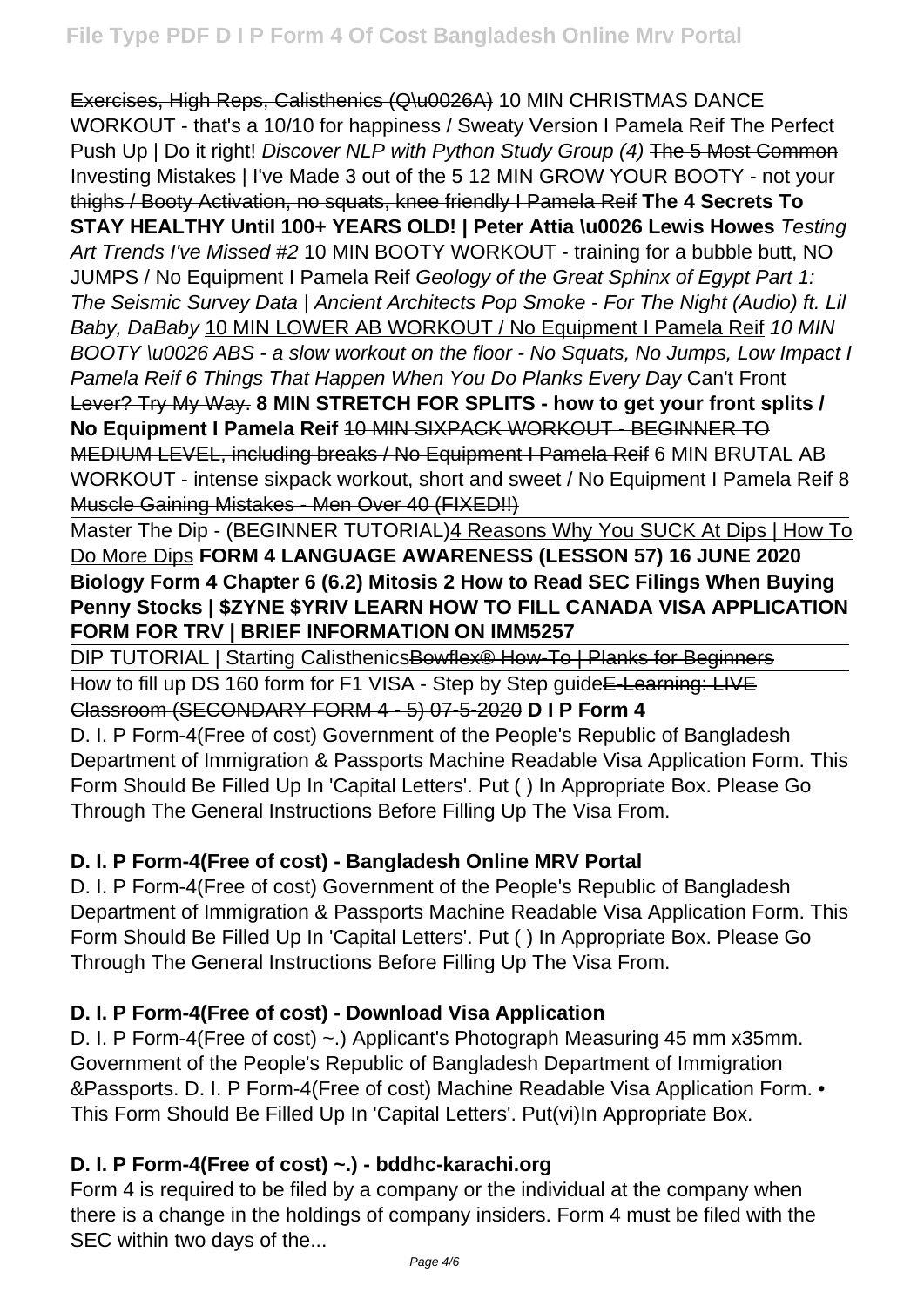Exercises, High Reps, Calisthenics (Q\u0026A) 10 MIN CHRISTMAS DANCE WORKOUT - that's a 10/10 for happiness / Sweaty Version I Pamela Reif The Perfect Push Up | Do it right! *Discover NLP with Python Study Group (4)* ~~The 5 Most Common Investing Mistakes | I've Made 3 out of the 5~~ 12 MIN GROW YOUR BOOTY - not your thighs / Booty Activation, no squats, knee friendly I Pamela Reif **The 4 Secrets To STAY HEALTHY Until 100+ YEARS OLD! | Peter Attia \u0026 Lewis Howes** *Testing Art Trends I've Missed #2* 10 MIN BOOTY WORKOUT - training for a bubble butt, NO JUMPS / No Equipment I Pamela Reif *Geology of the Great Sphinx of Egypt Part 1: The Seismic Survey Data | Ancient Architects Pop Smoke - For The Night (Audio) ft. Lil Baby, DaBaby* 10 MIN LOWER AB WORKOUT / No Equipment I Pamela Reif *10 MIN BOOTY \u0026 ABS - a slow workout on the floor - No Squats, No Jumps, Low Impact I Pamela Reif 6 Things That Happen When You Do Planks Every Day* ~~Can't Front Lever? Try My Way.~~ **8 MIN STRETCH FOR SPLITS - how to get your front splits / No Equipment I Pamela Reif** ~~10 MIN SIXPACK WORKOUT - BEGINNER TO MEDIUM LEVEL, including breaks / No Equipment I Pamela Reif~~ 6 MIN BRUTAL AB WORKOUT - intense sixpack workout, short and sweet / No Equipment I Pamela Reif ~~8 Muscle Gaining Mistakes - Men Over 40 (FIXED!!)~~

Master The Dip - (BEGINNER TUTORIAL)4 Reasons Why You SUCK At Dips | How To Do More Dips **FORM 4 LANGUAGE AWARENESS (LESSON 57) 16 JUNE 2020 Biology Form 4 Chapter 6 (6.2) Mitosis 2 How to Read SEC Filings When Buying Penny Stocks | $ZYNE $YRIV LEARN HOW TO FILL CANADA VISA APPLICATION FORM FOR TRV | BRIEF INFORMATION ON IMM5257**

DIP TUTORIAL | Starting Calisthenics~~Bowflex® How-To | Planks for Beginners~~

How to fill up DS 160 form for F1 VISA - Step by Step guide~~E-Learning: LIVE Classroom (SECONDARY FORM 4 - 5) 07-5-2020~~ **D I P Form 4**

D. I. P Form-4(Free of cost) Government of the People's Republic of Bangladesh Department of Immigration & Passports Machine Readable Visa Application Form. This Form Should Be Filled Up In 'Capital Letters'. Put ( ) In Appropriate Box. Please Go Through The General Instructions Before Filling Up The Visa From.

### D. I. P Form-4(Free of cost) - Bangladesh Online MRV Portal

D. I. P Form-4(Free of cost) Government of the People's Republic of Bangladesh Department of Immigration & Passports Machine Readable Visa Application Form. This Form Should Be Filled Up In 'Capital Letters'. Put ( ) In Appropriate Box. Please Go Through The General Instructions Before Filling Up The Visa From.

### D. I. P Form-4(Free of cost) - Download Visa Application

D. I. P Form-4(Free of cost) ~.) Applicant's Photograph Measuring 45 mm x35mm. Government of the People's Republic of Bangladesh Department of Immigration &Passports. D. I. P Form-4(Free of cost) Machine Readable Visa Application Form. • This Form Should Be Filled Up In 'Capital Letters'. Put(vi)In Appropriate Box.

### D. I. P Form-4(Free of cost) ~.) - bddhc-karachi.org

Form 4 is required to be filed by a company or the individual at the company when there is a change in the holdings of company insiders. Form 4 must be filed with the SEC within two days of the...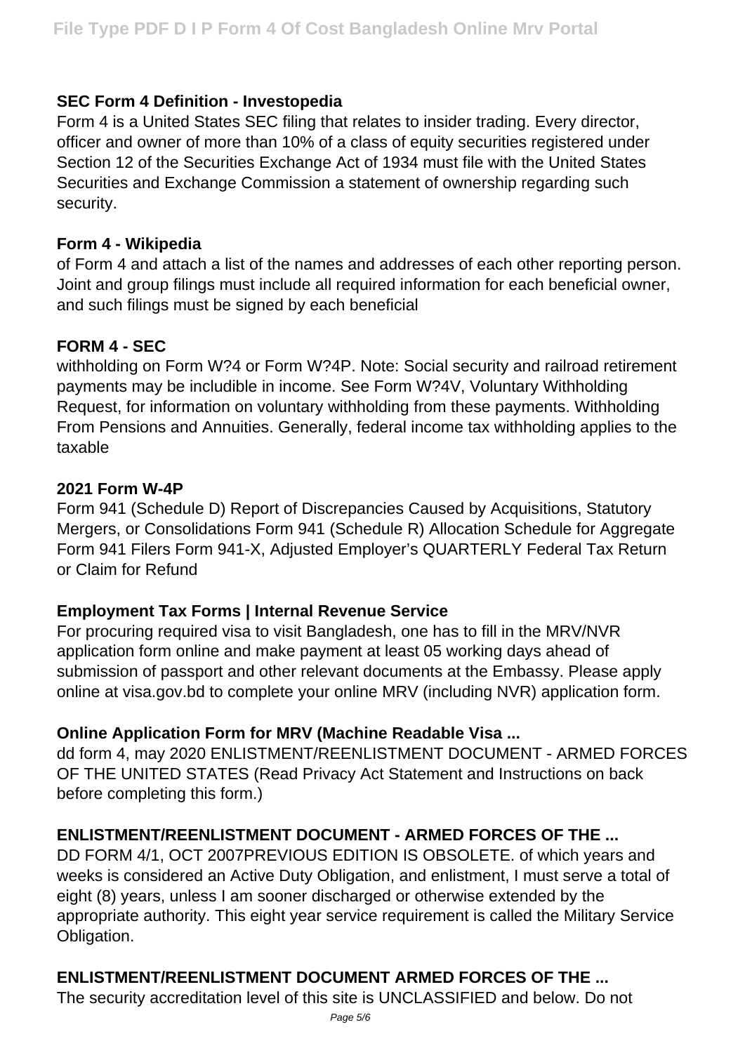### SEC Form 4 Definition - Investopedia

Form 4 is a United States SEC filing that relates to insider trading. Every director, officer and owner of more than 10% of a class of equity securities registered under Section 12 of the Securities Exchange Act of 1934 must file with the United States Securities and Exchange Commission a statement of ownership regarding such security.

### Form 4 - Wikipedia

of Form 4 and attach a list of the names and addresses of each other reporting person. Joint and group filings must include all required information for each beneficial owner, and such filings must be signed by each beneficial

### FORM 4 - SEC

withholding on Form W?4 or Form W?4P. Note: Social security and railroad retirement payments may be includible in income. See Form W?4V, Voluntary Withholding Request, for information on voluntary withholding from these payments. Withholding From Pensions and Annuities. Generally, federal income tax withholding applies to the taxable

### 2021 Form W-4P

Form 941 (Schedule D) Report of Discrepancies Caused by Acquisitions, Statutory Mergers, or Consolidations Form 941 (Schedule R) Allocation Schedule for Aggregate Form 941 Filers Form 941-X, Adjusted Employer's QUARTERLY Federal Tax Return or Claim for Refund

### Employment Tax Forms | Internal Revenue Service

For procuring required visa to visit Bangladesh, one has to fill in the MRV/NVR application form online and make payment at least 05 working days ahead of submission of passport and other relevant documents at the Embassy. Please apply online at visa.gov.bd to complete your online MRV (including NVR) application form.

### Online Application Form for MRV (Machine Readable Visa ...

dd form 4, may 2020 ENLISTMENT/REENLISTMENT DOCUMENT - ARMED FORCES OF THE UNITED STATES (Read Privacy Act Statement and Instructions on back before completing this form.)

### ENLISTMENT/REENLISTMENT DOCUMENT - ARMED FORCES OF THE ...

DD FORM 4/1, OCT 2007PREVIOUS EDITION IS OBSOLETE. of which years and weeks is considered an Active Duty Obligation, and enlistment, I must serve a total of eight (8) years, unless I am sooner discharged or otherwise extended by the appropriate authority. This eight year service requirement is called the Military Service Obligation.

### ENLISTMENT/REENLISTMENT DOCUMENT ARMED FORCES OF THE ...

The security accreditation level of this site is UNCLASSIFIED and below. Do not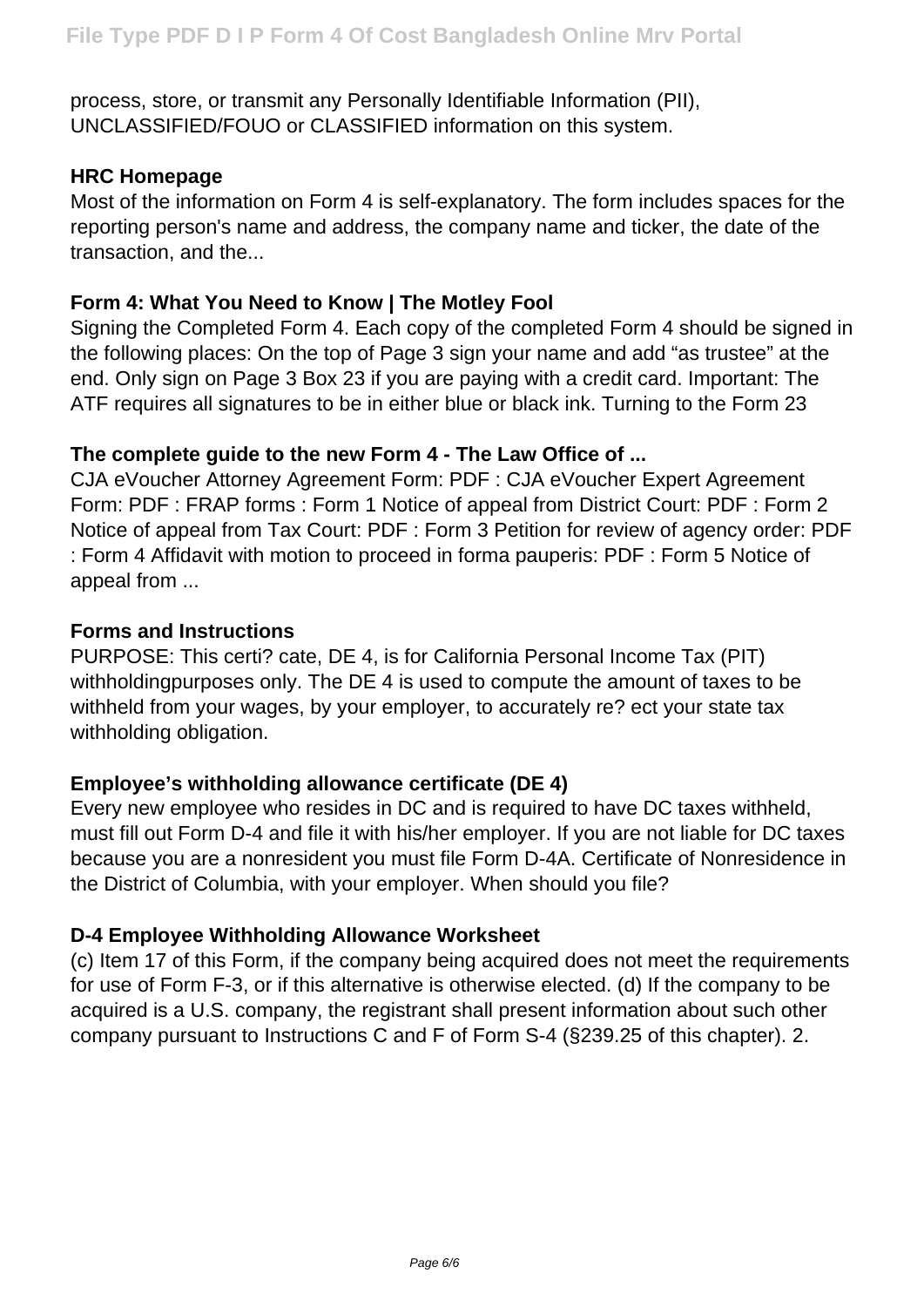process, store, or transmit any Personally Identifiable Information (PII), UNCLASSIFIED/FOUO or CLASSIFIED information on this system.

**HRC Homepage**

Most of the information on Form 4 is self-explanatory. The form includes spaces for the reporting person's name and address, the company name and ticker, the date of the transaction, and the...

**Form 4: What You Need to Know | The Motley Fool**

Signing the Completed Form 4. Each copy of the completed Form 4 should be signed in the following places: On the top of Page 3 sign your name and add "as trustee" at the end. Only sign on Page 3 Box 23 if you are paying with a credit card. Important: The ATF requires all signatures to be in either blue or black ink. Turning to the Form 23

**The complete guide to the new Form 4 - The Law Office of ...**

CJA eVoucher Attorney Agreement Form: PDF : CJA eVoucher Expert Agreement Form: PDF : FRAP forms : Form 1 Notice of appeal from District Court: PDF : Form 2 Notice of appeal from Tax Court: PDF : Form 3 Petition for review of agency order: PDF : Form 4 Affidavit with motion to proceed in forma pauperis: PDF : Form 5 Notice of appeal from ...

**Forms and Instructions**

PURPOSE: This certi? cate, DE 4, is for California Personal Income Tax (PIT) withholdingpurposes only. The DE 4 is used to compute the amount of taxes to be withheld from your wages, by your employer, to accurately re? ect your state tax withholding obligation.

**Employee's withholding allowance certificate (DE 4)**

Every new employee who resides in DC and is required to have DC taxes withheld, must fill out Form D-4 and file it with his/her employer. If you are not liable for DC taxes because you are a nonresident you must file Form D-4A. Certificate of Nonresidence in the District of Columbia, with your employer. When should you file?

**D-4 Employee Withholding Allowance Worksheet**

(c) Item 17 of this Form, if the company being acquired does not meet the requirements for use of Form F-3, or if this alternative is otherwise elected. (d) If the company to be acquired is a U.S. company, the registrant shall present information about such other company pursuant to Instructions C and F of Form S-4 (§239.25 of this chapter). 2.